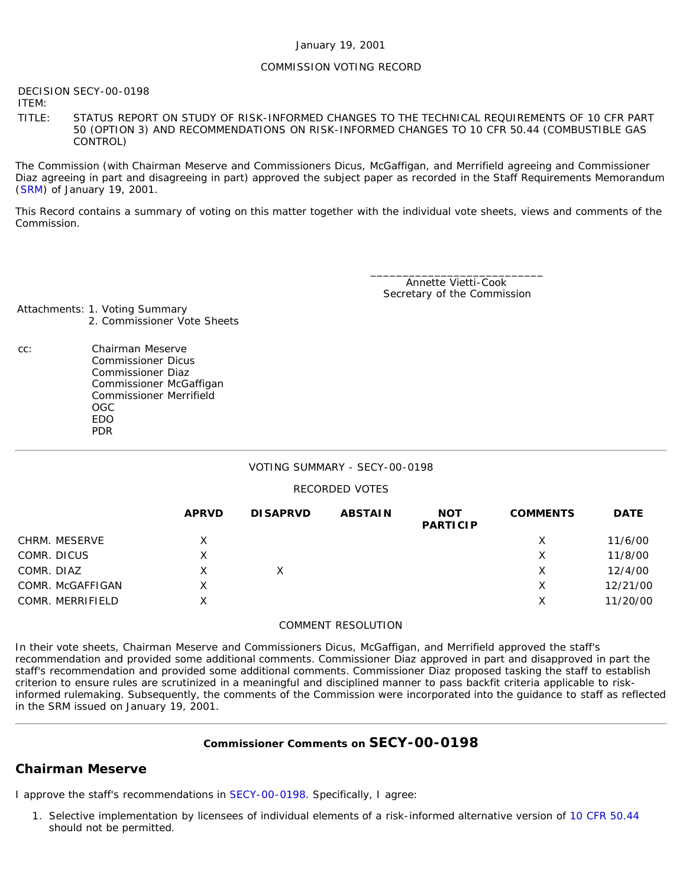January 19, 2001

COMMISSION VOTING RECORD

DECISION ITEM: SECY-00-0198

TITLE: STATUS REPORT ON STUDY OF RISK-INFORMED CHANGES TO THE TECHNICAL REQUIREMENTS OF 10 CFR PART 50 (OPTION 3) AND RECOMMENDATIONS ON RISK-INFORMED CHANGES TO 10 CFR 50.44 (COMBUSTIBLE GAS CONTROL)

The Commission (with Chairman Meserve and Commissioners Dicus, McGaffigan, and Merrifield agreeing and Commissioner Diaz agreeing in part and disagreeing in part) approved the subject paper as recorded in the Staff Requirements Memorandum (SRM) of January 19, 2001.

This Record contains a summary of voting on this matter together with the individual vote sheets, views and comments of the Commission.

\_\_\_\_\_\_\_\_\_\_\_\_\_\_\_\_\_\_\_\_\_\_\_\_\_\_\_\_
Annette Vietti-Cook
Secretary of the Commission

Attachments: 1. Voting Summary
2. Commissioner Vote Sheets

cc: Chairman Meserve
Commissioner Dicus
Commissioner Diaz
Commissioner McGaffigan
Commissioner Merrifield
OGC
EDO
PDR

---

VOTING SUMMARY - SECY-00-0198

RECORDED VOTES

| | APRVD | DISAPRVD | ABSTAIN | NOT PARTICIP | COMMENTS | DATE |
|---|---|---|---|---|---|---|
| CHRM. MESERVE | X | | | | X | 11/6/00 |
| COMR. DICUS | X | | | | X | 11/8/00 |
| COMR. DIAZ | X | X | | | X | 12/4/00 |
| COMR. McGAFFIGAN | X | | | | X | 12/21/00 |
| COMR. MERRIFIELD | X | | | | X | 11/20/00 |

COMMENT RESOLUTION

In their vote sheets, Chairman Meserve and Commissioners Dicus, McGaffigan, and Merrifield approved the staff's recommendation and provided some additional comments. Commissioner Diaz approved in part and disapproved in part the staff's recommendation and provided some additional comments. Commissioner Diaz proposed tasking the staff to establish criterion to ensure rules are scrutinized in a meaningful and disciplined manner to pass backfit criteria applicable to risk-informed rulemaking. Subsequently, the comments of the Commission were incorporated into the guidance to staff as reflected in the SRM issued on January 19, 2001.

---

### Commissioner Comments on SECY-00-0198

## Chairman Meserve

I approve the staff's recommendations in SECY-00-0198. Specifically, I agree:

1. Selective implementation by licensees of individual elements of a risk-informed alternative version of 10 CFR 50.44 should not be permitted.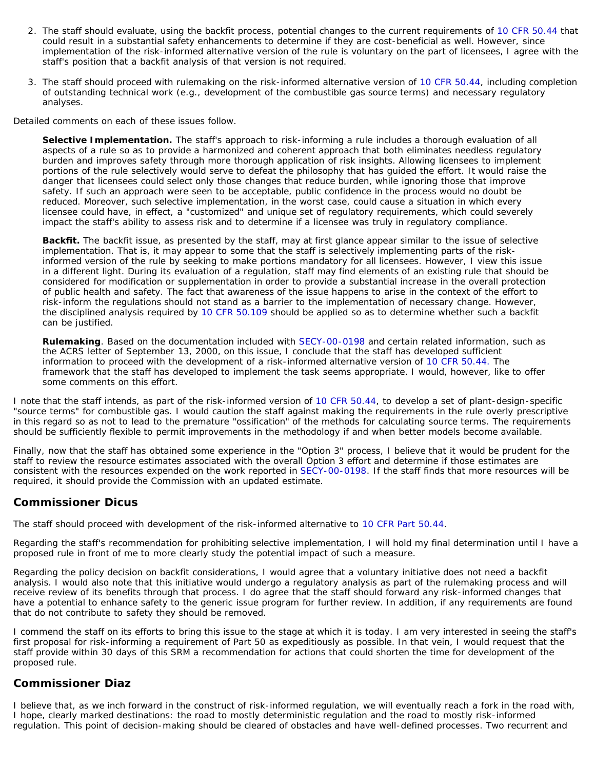2. The staff should evaluate, using the backfit process, potential changes to the current requirements of 10 CFR 50.44 that could result in a substantial safety enhancements to determine if they are cost-beneficial as well. However, since implementation of the risk-informed alternative version of the rule is voluntary on the part of licensees, I agree with the staff's position that a backfit analysis of that version is not required.

3. The staff should proceed with rulemaking on the risk-informed alternative version of 10 CFR 50.44, including completion of outstanding technical work (e.g., development of the combustible gas source terms) and necessary regulatory analyses.

Detailed comments on each of these issues follow.

> **Selective Implementation.** The staff's approach to risk-informing a rule includes a thorough evaluation of all aspects of a rule so as to provide a harmonized and coherent approach that both eliminates needless regulatory burden and improves safety through more thorough application of risk insights. Allowing licensees to implement portions of the rule selectively would serve to defeat the philosophy that has guided the effort. It would raise the danger that licensees could select only those changes that reduce burden, while ignoring those that improve safety. If such an approach were seen to be acceptable, public confidence in the process would no doubt be reduced. Moreover, such selective implementation, in the worst case, could cause a situation in which every licensee could have, in effect, a "customized" and unique set of regulatory requirements, which could severely impact the staff's ability to assess risk and to determine if a licensee was truly in regulatory compliance.
>
> **Backfit.** The backfit issue, as presented by the staff, may at first glance appear similar to the issue of selective implementation. That is, it may appear to some that the staff is selectively implementing parts of the risk-informed version of the rule by seeking to make portions mandatory for all licensees. However, I view this issue in a different light. During its evaluation of a regulation, staff may find elements of an existing rule that should be considered for modification or supplementation in order to provide a substantial increase in the overall protection of public health and safety. The fact that awareness of the issue happens to arise in the context of the effort to risk-inform the regulations should not stand as a barrier to the implementation of necessary change. However, the disciplined analysis required by 10 CFR 50.109 should be applied so as to determine whether such a backfit can be justified.
>
> **Rulemaking**. Based on the documentation included with SECY-00-0198 and certain related information, such as the ACRS letter of September 13, 2000, on this issue, I conclude that the staff has developed sufficient information to proceed with the development of a risk-informed alternative version of 10 CFR 50.44. The framework that the staff has developed to implement the task seems appropriate. I would, however, like to offer some comments on this effort.

I note that the staff intends, as part of the risk-informed version of 10 CFR 50.44, to develop a set of plant-design-specific "source terms" for combustible gas. I would caution the staff against making the requirements in the rule overly prescriptive in this regard so as not to lead to the premature "ossification" of the methods for calculating source terms. The requirements should be sufficiently flexible to permit improvements in the methodology if and when better models become available.

Finally, now that the staff has obtained some experience in the "Option 3" process, I believe that it would be prudent for the staff to review the resource estimates associated with the overall Option 3 effort and determine if those estimates are consistent with the resources expended on the work reported in SECY-00-0198. If the staff finds that more resources will be required, it should provide the Commission with an updated estimate.

## Commissioner Dicus

The staff should proceed with development of the risk-informed alternative to 10 CFR Part 50.44.

Regarding the staff's recommendation for prohibiting selective implementation, I will hold my final determination until I have a proposed rule in front of me to more clearly study the potential impact of such a measure.

Regarding the policy decision on backfit considerations, I would agree that a voluntary initiative does not need a backfit analysis. I would also note that this initiative would undergo a regulatory analysis as part of the rulemaking process and will receive review of its benefits through that process. I do agree that the staff should forward any risk-informed changes that have a potential to enhance safety to the generic issue program for further review. In addition, if any requirements are found that do not contribute to safety they should be removed.

I commend the staff on its efforts to bring this issue to the stage at which it is today. I am very interested in seeing the staff's first proposal for risk-informing a requirement of Part 50 as expeditiously as possible. In that vein, I would request that the staff provide within 30 days of this SRM a recommendation for actions that could shorten the time for development of the proposed rule.

## Commissioner Diaz

I believe that, as we inch forward in the construct of risk-informed regulation, we will eventually reach a fork in the road with, I hope, clearly marked destinations: the road to mostly deterministic regulation and the road to mostly risk-informed regulation. This point of decision-making should be cleared of obstacles and have well-defined processes. Two recurrent and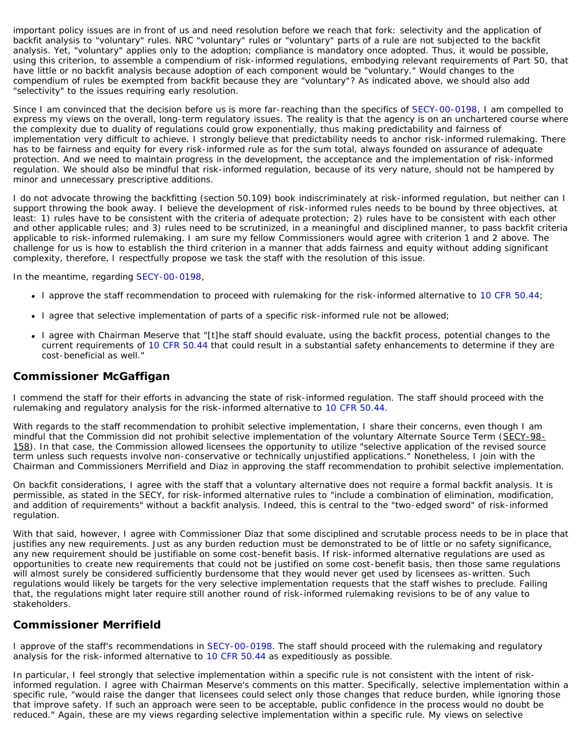important policy issues are in front of us and need resolution before we reach that fork: selectivity and the application of backfit analysis to "voluntary" rules. NRC "voluntary" rules or "voluntary" parts of a rule are not subjected to the backfit analysis. Yet, "voluntary" applies only to the adoption; compliance is mandatory once adopted. Thus, it would be possible, using this criterion, to assemble a compendium of risk-informed regulations, embodying relevant requirements of Part 50, that have little or no backfit analysis because adoption of each component would be "voluntary." Would changes to the compendium of rules be exempted from backfit because they are "voluntary"? As indicated above, we should also add "selectivity" to the issues requiring early resolution.

Since I am convinced that the decision before us is more far-reaching than the specifics of SECY-00-0198, I am compelled to express my views on the overall, long-term regulatory issues. The reality is that the agency is on an unchartered course where the complexity due to duality of regulations could grow exponentially, thus making predictability and fairness of implementation very difficult to achieve. I strongly believe that predictability needs to anchor risk-informed rulemaking. There has to be fairness and equity for every risk-informed rule as for the sum total, always founded on assurance of adequate protection. And we need to maintain progress in the development, the acceptance and the implementation of risk-informed regulation. We should also be mindful that risk-informed regulation, because of its very nature, should not be hampered by minor and unnecessary prescriptive additions.

I do not advocate throwing the backfitting (section 50.109) book indiscriminately at risk-informed regulation, but neither can I support throwing the book away. I believe the development of risk-informed rules needs to be bound by three objectives, at least: 1) rules have to be consistent with the criteria of adequate protection; 2) rules have to be consistent with each other and other applicable rules; and 3) rules need to be scrutinized, in a meaningful and disciplined manner, to pass backfit criteria applicable to risk-informed rulemaking. I am sure my fellow Commissioners would agree with criterion 1 and 2 above. The challenge for us is how to establish the third criterion in a manner that adds fairness and equity without adding significant complexity, therefore, I respectfully propose we task the staff with the resolution of this issue.

In the meantime, regarding SECY-00-0198,

- I approve the staff recommendation to proceed with rulemaking for the risk-informed alternative to 10 CFR 50.44;
- I agree that selective implementation of parts of a specific risk-informed rule not be allowed;
- I agree with Chairman Meserve that "[t]he staff should evaluate, using the backfit process, potential changes to the current requirements of 10 CFR 50.44 that could result in a substantial safety enhancements to determine if they are cost-beneficial as well."

## Commissioner McGaffigan

I commend the staff for their efforts in advancing the state of risk-informed regulation. The staff should proceed with the rulemaking and regulatory analysis for the risk-informed alternative to 10 CFR 50.44.

With regards to the staff recommendation to prohibit selective implementation, I share their concerns, even though I am mindful that the Commission did not prohibit selective implementation of the voluntary Alternate Source Term (SECY-98-158). In that case, the Commission allowed licensees the opportunity to utilize "selective application of the revised source term unless such requests involve non-conservative or technically unjustified applications." Nonetheless, I join with the Chairman and Commissioners Merrifield and Diaz in approving the staff recommendation to prohibit selective implementation.

On backfit considerations, I agree with the staff that a voluntary alternative does not require a formal backfit analysis. It is permissible, as stated in the SECY, for risk-informed alternative rules to "include a combination of elimination, modification, and addition of requirements" without a backfit analysis. Indeed, this is central to the "two-edged sword" of risk-informed regulation.

With that said, however, I agree with Commissioner Diaz that some disciplined and scrutable process needs to be in place that justifies any new requirements. Just as any burden reduction must be demonstrated to be of little or no safety significance, any new requirement should be justifiable on some cost-benefit basis. If risk-informed alternative regulations are used as opportunities to create new requirements that could not be justified on some cost-benefit basis, then those same regulations will almost surely be considered sufficiently burdensome that they would never get used by licensees as-written. Such regulations would likely be targets for the very selective implementation requests that the staff wishes to preclude. Failing that, the regulations might later require still another round of risk-informed rulemaking revisions to be of any value to stakeholders.

## Commissioner Merrifield

I approve of the staff's recommendations in SECY-00-0198. The staff should proceed with the rulemaking and regulatory analysis for the risk-informed alternative to 10 CFR 50.44 as expeditiously as possible.

In particular, I feel strongly that selective implementation within a specific rule is not consistent with the intent of risk-informed regulation. I agree with Chairman Meserve's comments on this matter. Specifically, selective implementation within a specific rule, "would raise the danger that licensees could select only those changes that reduce burden, while ignoring those that improve safety. If such an approach were seen to be acceptable, public confidence in the process would no doubt be reduced." Again, these are my views regarding selective implementation within a specific rule. My views on selective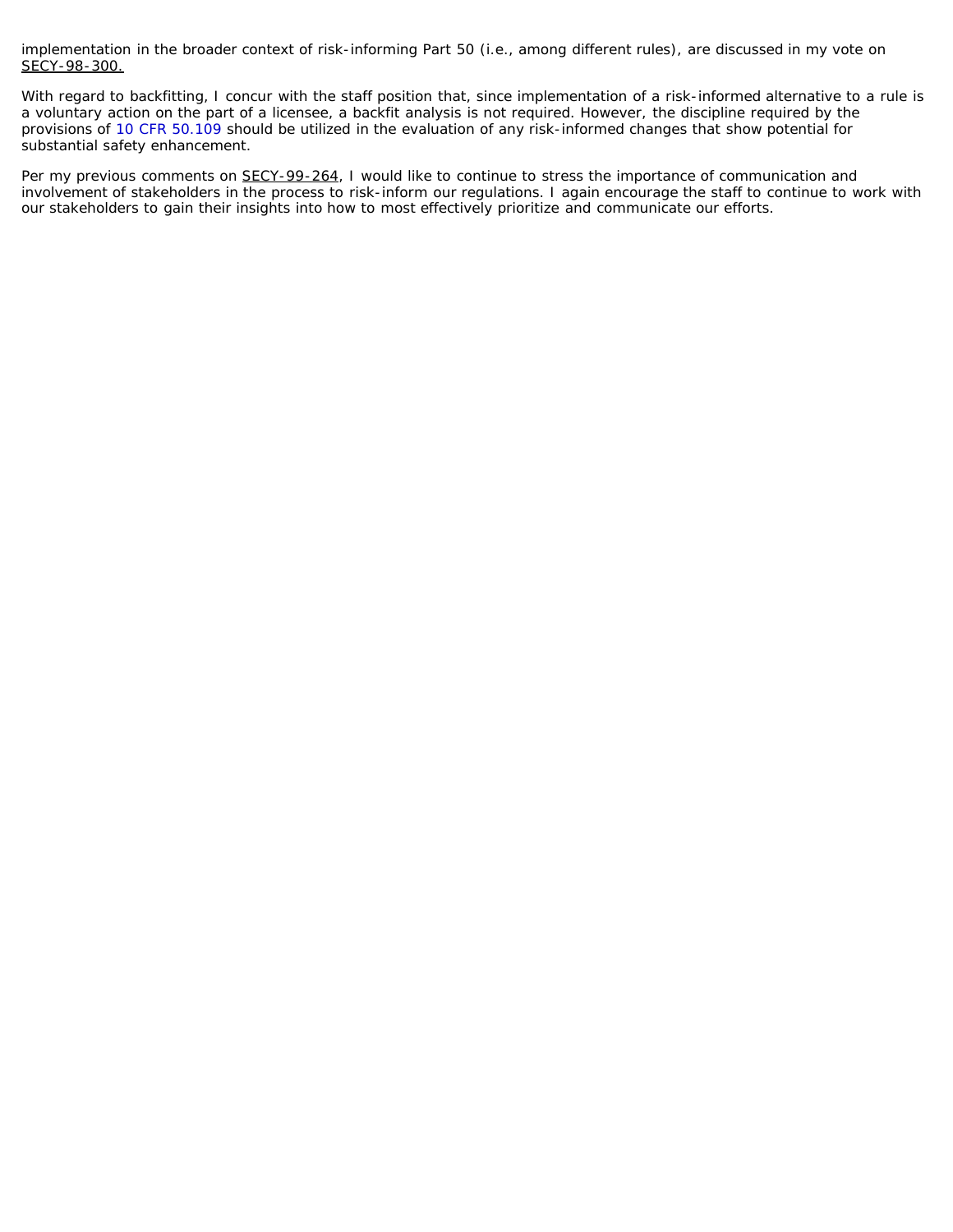implementation in the broader context of risk-informing Part 50 (i.e., among different rules), are discussed in my vote on SECY-98-300.

With regard to backfitting, I concur with the staff position that, since implementation of a risk-informed alternative to a rule is a voluntary action on the part of a licensee, a backfit analysis is not required. However, the discipline required by the provisions of 10 CFR 50.109 should be utilized in the evaluation of any risk-informed changes that show potential for substantial safety enhancement.

Per my previous comments on SECY-99-264, I would like to continue to stress the importance of communication and involvement of stakeholders in the process to risk-inform our regulations. I again encourage the staff to continue to work with our stakeholders to gain their insights into how to most effectively prioritize and communicate our efforts.